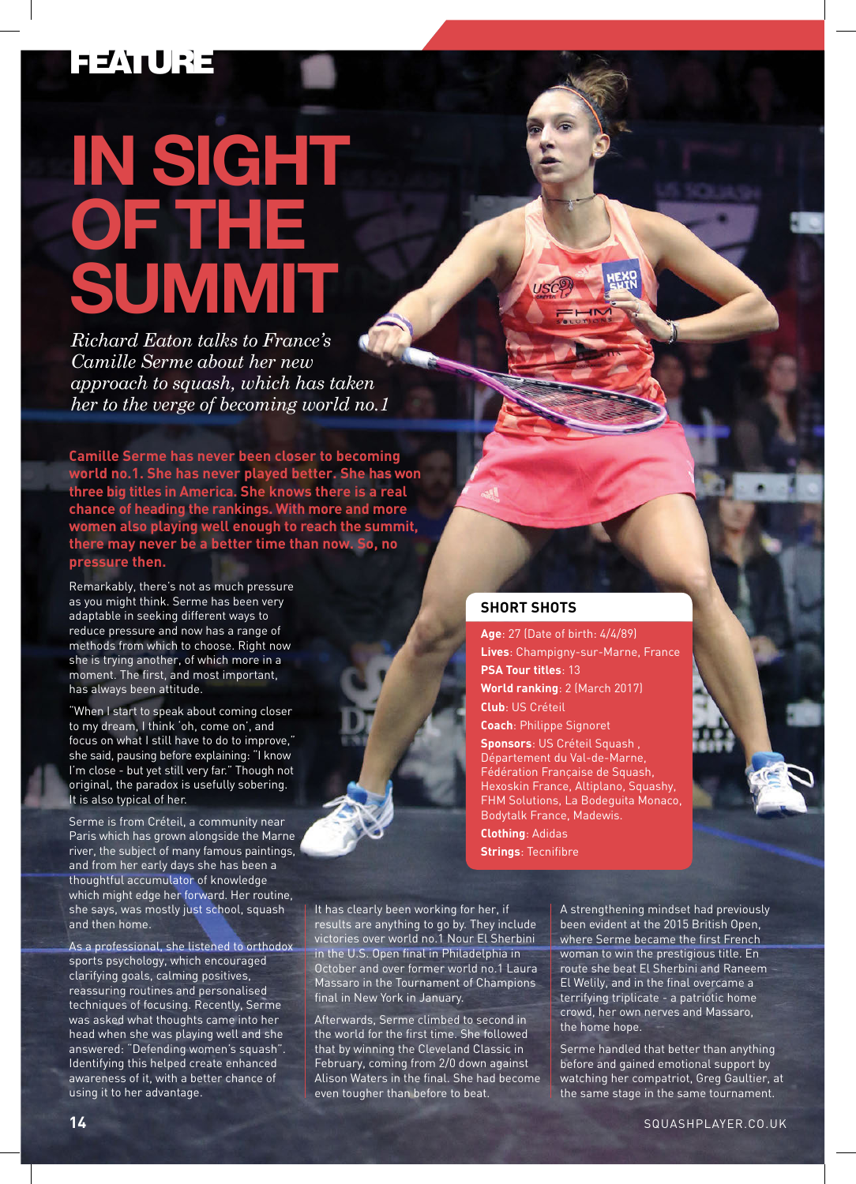FEATURE

# IN SIGHT OF THE SUMMIT

*Richard Eaton talks to France's Camille Serme about her new approach to squash, which has taken her to the verge of becoming world no.1*

**Camille Serme has never been closer to becoming world no.1. She has never played better. She has won three big titles in America. She knows there is a real chance of heading the rankings. With more and more women also playing well enough to reach the summit, there may never be a better time than now. So, no pressure then.**

Remarkably, there's not as much pressure as you might think. Serme has been very adaptable in seeking different ways to reduce pressure and now has a range of methods from which to choose. Right now she is trying another, of which more in a moment. The first, and most important, has always been attitude.

"When I start to speak about coming closer to my dream, I think 'oh, come on', and focus on what I still have to do to improve," she said, pausing before explaining: "I know I'm close - but yet still very far." Though not original, the paradox is usefully sobering. It is also typical of her.

Serme is from Créteil, a community near Paris which has grown alongside the Marne river, the subject of many famous paintings, and from her early days she has been a thoughtful accumulator of knowledge which might edge her forward. Her routine, she says, was mostly just school, squash and then home.

As a professional, she listened to orthodox sports psychology, which encouraged clarifying goals, calming positives, reassuring routines and personalised techniques of focusing. Recently, Serme was asked what thoughts came into her head when she was playing well and she answered: "Defending women's squash". Identifying this helped create enhanced awareness of it, with a better chance of using it to her advantage.

It has clearly been working for her, if results are anything to go by. They include victories over world no.1 Nour El Sherbini in the U.S. Open final in Philadelphia in October and over former world no.1 Laura Massaro in the Tournament of Champions final in New York in January.

Afterwards, Serme climbed to second in the world for the first time. She followed that by winning the Cleveland Classic in February, coming from 2/0 down against Alison Waters in the final. She had become even tougher than before to beat.

A strengthening mindset had previously been evident at the 2015 British Open, where Serme became the first French woman to win the prestigious title. En route she beat El Sherbini and Raneem El Welily, and in the final overcame a terrifying triplicate - a patriotic home crowd, her own nerves and Massaro, the home hope.

Serme handled that better than anything before and gained emotional support by watching her compatriot, Greg Gaultier, at the same stage in the same tournament.

## SHORT SHOTS

**Age**: 27 (Date of birth: 4/4/89)

**Lives**: Champigny-sur-Marne, France

**PSA Tour titles**: 13

**World ranking**: 2 (March 2017)

**Club**: US Créteil

**Coach**: Philippe Signoret

**Sponsors**: US Créteil Squash , Département du Val-de-Marne, Fédération Française de Squash, Hexoskin France, Altiplano, Squashy, FHM Solutions, La Bodeguita Monaco, Bodytalk France, Madewis.

**Clothing**: Adidas

**Strings**: Tecnifibre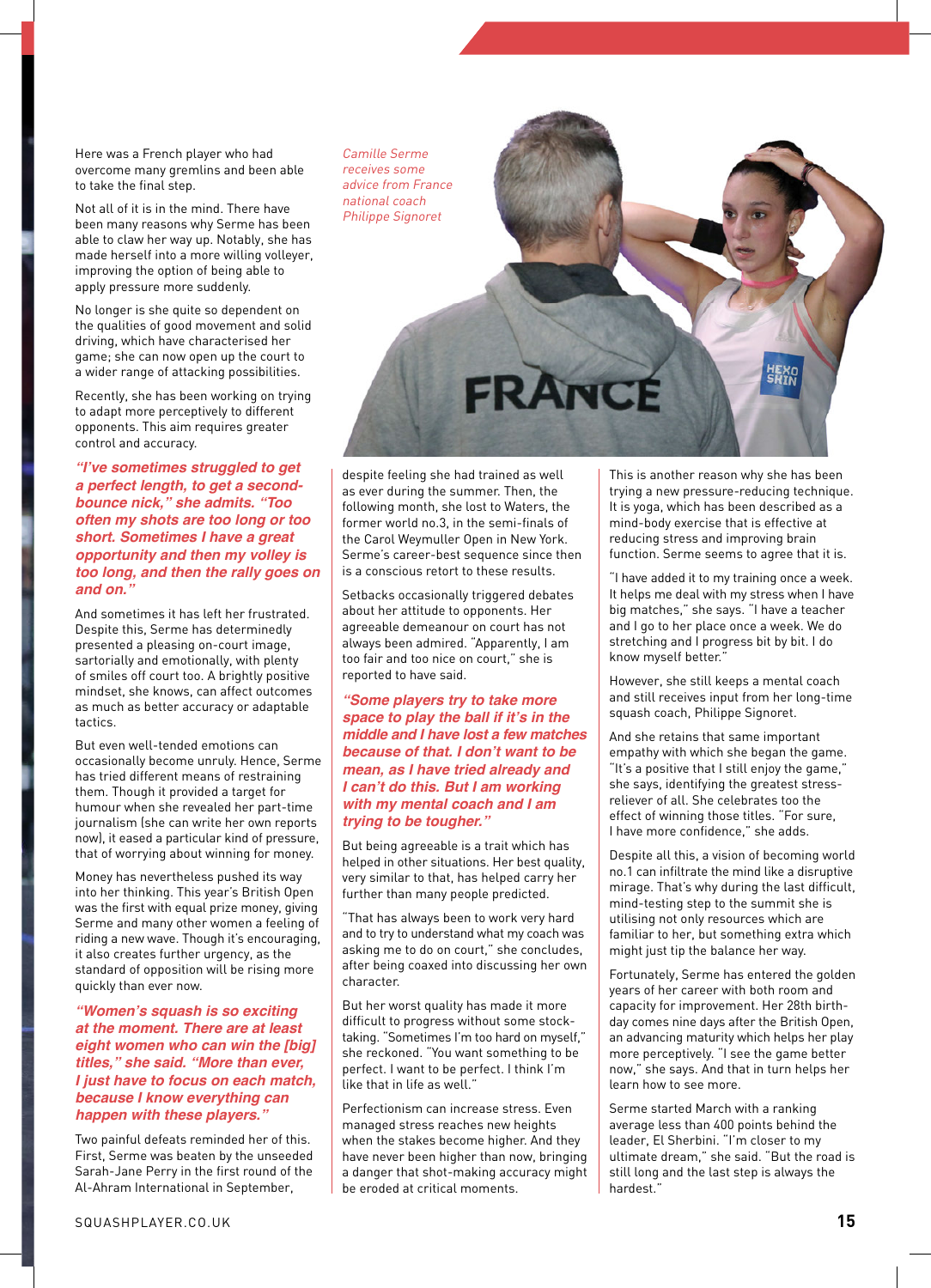Here was a French player who had overcome many gremlins and been able to take the final step.

Not all of it is in the mind. There have been many reasons why Serme has been able to claw her way up. Notably, she has made herself into a more willing volleyer, improving the option of being able to apply pressure more suddenly.

No longer is she quite so dependent on the qualities of good movement and solid driving, which have characterised her game; she can now open up the court to a wider range of attacking possibilities.

Recently, she has been working on trying to adapt more perceptively to different opponents. This aim requires greater control and accuracy.

***"I've sometimes struggled to get a perfect length, to get a second-bounce nick," she admits. "Too often my shots are too long or too short. Sometimes I have a great opportunity and then my volley is too long, and then the rally goes on and on."***

And sometimes it has left her frustrated. Despite this, Serme has determinedly presented a pleasing on-court image, sartorially and emotionally, with plenty of smiles off court too. A brightly positive mindset, she knows, can affect outcomes as much as better accuracy or adaptable tactics.

But even well-tended emotions can occasionally become unruly. Hence, Serme has tried different means of restraining them. Though it provided a target for humour when she revealed her part-time journalism (she can write her own reports now), it eased a particular kind of pressure, that of worrying about winning for money.

Money has nevertheless pushed its way into her thinking. This year's British Open was the first with equal prize money, giving Serme and many other women a feeling of riding a new wave. Though it's encouraging, it also creates further urgency, as the standard of opposition will be rising more quickly than ever now.

***"Women's squash is so exciting at the moment. There are at least eight women who can win the [big] titles," she said. "More than ever, I just have to focus on each match, because I know everything can happen with these players."***

Two painful defeats reminded her of this. First, Serme was beaten by the unseeded Sarah-Jane Perry in the first round of the Al-Ahram International in September, despite feeling she had trained as well as ever during the summer. Then, the following month, she lost to Waters, the former world no.3, in the semi-finals of the Carol Weymuller Open in New York. Serme's career-best sequence since then is a conscious retort to these results.

*Camille Serme receives some advice from France national coach Philippe Signoret*

Setbacks occasionally triggered debates about her attitude to opponents. Her agreeable demeanour on court has not always been admired. "Apparently, I am too fair and too nice on court," she is reported to have said.

***"Some players try to take more space to play the ball if it's in the middle and I have lost a few matches because of that. I don't want to be mean, as I have tried already and I can't do this. But I am working with my mental coach and I am trying to be tougher."***

But being agreeable is a trait which has helped in other situations. Her best quality, very similar to that, has helped carry her further than many people predicted.

"That has always been to work very hard and to try to understand what my coach was asking me to do on court," she concludes, after being coaxed into discussing her own character.

But her worst quality has made it more difficult to progress without some stock-taking. "Sometimes I'm too hard on myself," she reckoned. "You want something to be perfect. I want to be perfect. I think I'm like that in life as well."

Perfectionism can increase stress. Even managed stress reaches new heights when the stakes become higher. And they have never been higher than now, bringing a danger that shot-making accuracy might be eroded at critical moments.

This is another reason why she has been trying a new pressure-reducing technique. It is yoga, which has been described as a mind-body exercise that is effective at reducing stress and improving brain function. Serme seems to agree that it is.

"I have added it to my training once a week. It helps me deal with my stress when I have big matches," she says. "I have a teacher and I go to her place once a week. We do stretching and I progress bit by bit. I do know myself better."

However, she still keeps a mental coach and still receives input from her long-time squash coach, Philippe Signoret.

And she retains that same important empathy with which she began the game. "It's a positive that I still enjoy the game," she says, identifying the greatest stress-reliever of all. She celebrates too the effect of winning those titles. "For sure, I have more confidence," she adds.

Despite all this, a vision of becoming world no.1 can infiltrate the mind like a disruptive mirage. That's why during the last difficult, mind-testing step to the summit she is utilising not only resources which are familiar to her, but something extra which might just tip the balance her way.

Fortunately, Serme has entered the golden years of her career with both room and capacity for improvement. Her 28th birthday comes nine days after the British Open, an advancing maturity which helps her play more perceptively. "I see the game better now," she says. And that in turn helps her learn how to see more.

Serme started March with a ranking average less than 400 points behind the leader, El Sherbini. "I'm closer to my ultimate dream," she said. "But the road is still long and the last step is always the hardest."